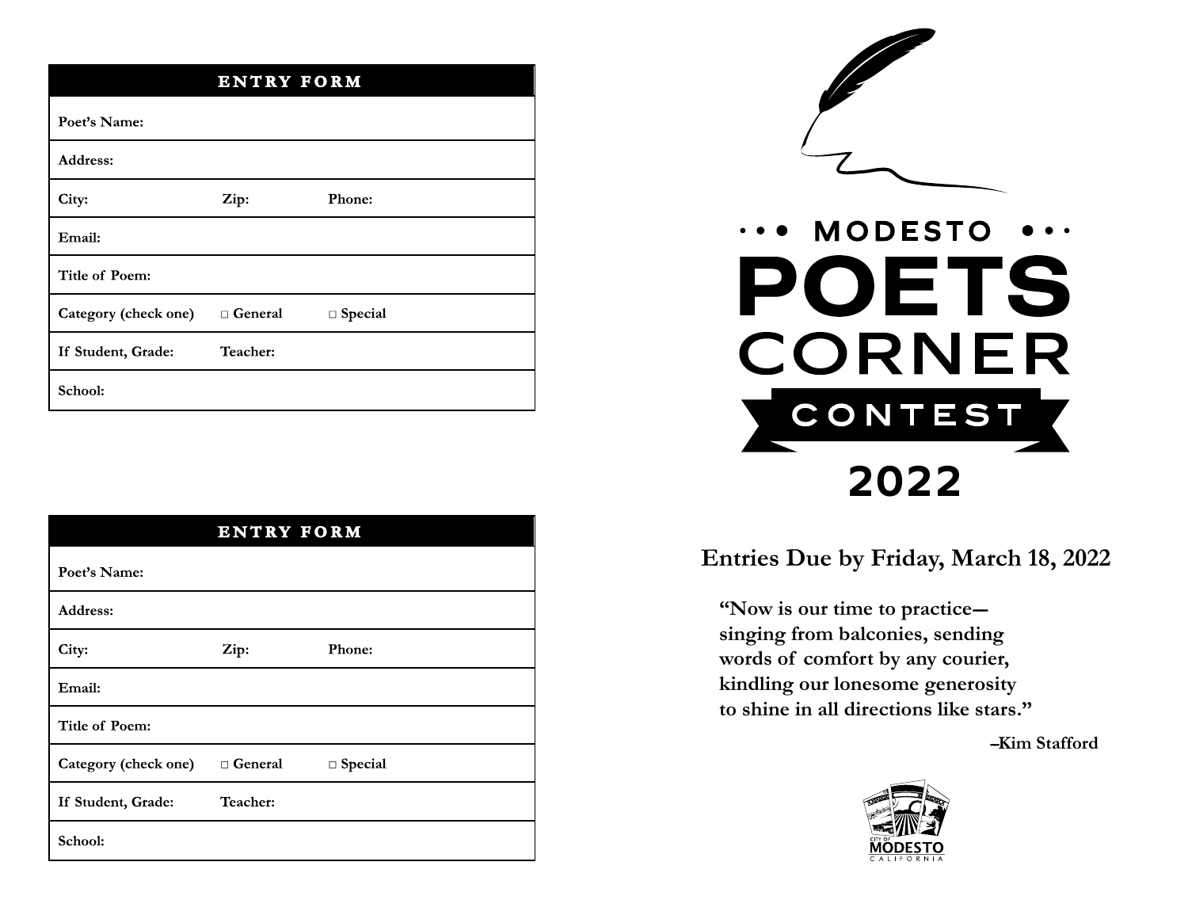| ENTRY FORM | | |
|---|---|---|
| **Poet's Name:** | | |
| **Address:** | | |
| **City:** | **Zip:** | **Phone:** |
| **Email:** | | |
| **Title of Poem:** | | |
| **Category (check one)** | □ **General** | □ **Special** |
| **If Student, Grade:** | **Teacher:** | |
| **School:** | | |

| ENTRY FORM | | |
|---|---|---|
| **Poet's Name:** | | |
| **Address:** | | |
| **City:** | **Zip:** | **Phone:** |
| **Email:** | | |
| **Title of Poem:** | | |
| **Category (check one)** | □ **General** | □ **Special** |
| **If Student, Grade:** | **Teacher:** | |
| **School:** | | |

# MODESTO POETS CORNER CONTEST 2022

**Entries Due by Friday, March 18, 2022**

**"Now is our time to practice—
singing from balconies, sending
words of comfort by any courier,
kindling our lonesome generosity
to shine in all directions like stars."**

**–Kim Stafford**

CITY OF MODESTO CALIFORNIA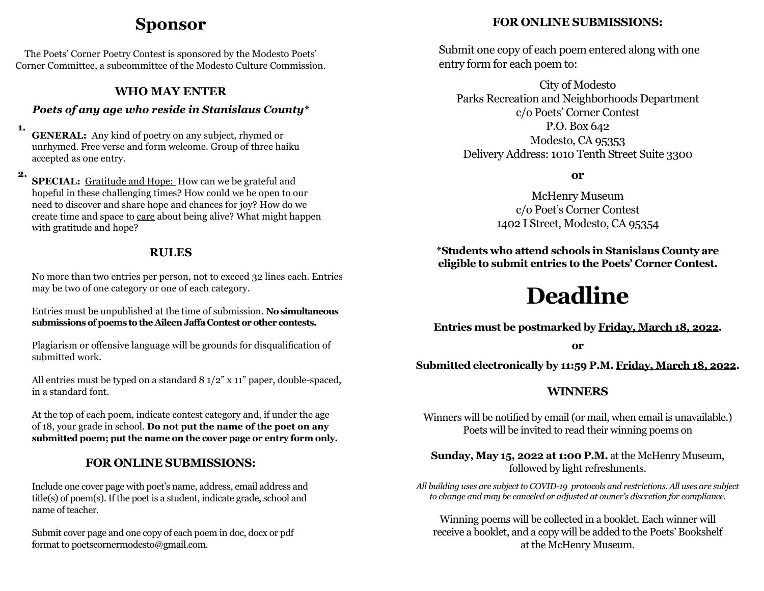# Sponsor

The Poets' Corner Poetry Contest is sponsored by the Modesto Poets' Corner Committee, a subcommittee of the Modesto Culture Commission.

## WHO MAY ENTER

***Poets of any age who reside in Stanislaus County****

1. **GENERAL:** Any kind of poetry on any subject, rhymed or unrhymed. Free verse and form welcome. Group of three haiku accepted as one entry.
2. **SPECIAL:** <u>Gratitude and Hope:</u> How can we be grateful and hopeful in these challenging times? How could we be open to our need to discover and share hope and chances for joy? How do we create time and space to <u>care</u> about being alive? What might happen with gratitude and hope?

## RULES

No more than two entries per person, not to exceed <u>32</u> lines each. Entries may be two of one category or one of each category.

Entries must be unpublished at the time of submission. **No simultaneous submissions of poems to the Aileen Jaffa Contest or other contests.**

Plagiarism or offensive language will be grounds for disqualification of submitted work.

All entries must be typed on a standard 8 1/2" x 11" paper, double-spaced, in a standard font.

At the top of each poem, indicate contest category and, if under the age of 18, your grade in school. **Do not put the name of the poet on any submitted poem; put the name on the cover page or entry form only.**

## FOR ONLINE SUBMISSIONS:

Include one cover page with poet's name, address, email address and title(s) of poem(s). If the poet is a student, indicate grade, school and name of teacher.

Submit cover page and one copy of each poem in doc, docx or pdf format to poetscornermodesto@gmail.com.

## FOR ONLINE SUBMISSIONS:

Submit one copy of each poem entered along with one entry form for each poem to:

City of Modesto  
Parks Recreation and Neighborhoods Department  
c/o Poets' Corner Contest  
P.O. Box 642  
Modesto, CA 95353  
Delivery Address: 1010 Tenth Street Suite 3300

**or**

McHenry Museum  
c/o Poet's Corner Contest  
1402 I Street, Modesto, CA 95354

***Students who attend schools in Stanislaus County are eligible to submit entries to the Poets' Corner Contest.**

# Deadline

**Entries must be postmarked by <u>Friday, March 18, 2022</u>.**

**or**

**Submitted electronically by 11:59 P.M. <u>Friday, March 18, 2022</u>.**

## WINNERS

Winners will be notified by email (or mail, when email is unavailable.) Poets will be invited to read their winning poems on

**Sunday, May 15, 2022 at 1:00 P.M.** at the McHenry Museum, followed by light refreshments.

*All building uses are subject to COVID-19 protocols and restrictions. All uses are subject to change and may be canceled or adjusted at owner's discretion for compliance.*

Winning poems will be collected in a booklet. Each winner will receive a booklet, and a copy will be added to the Poets' Bookshelf at the McHenry Museum.